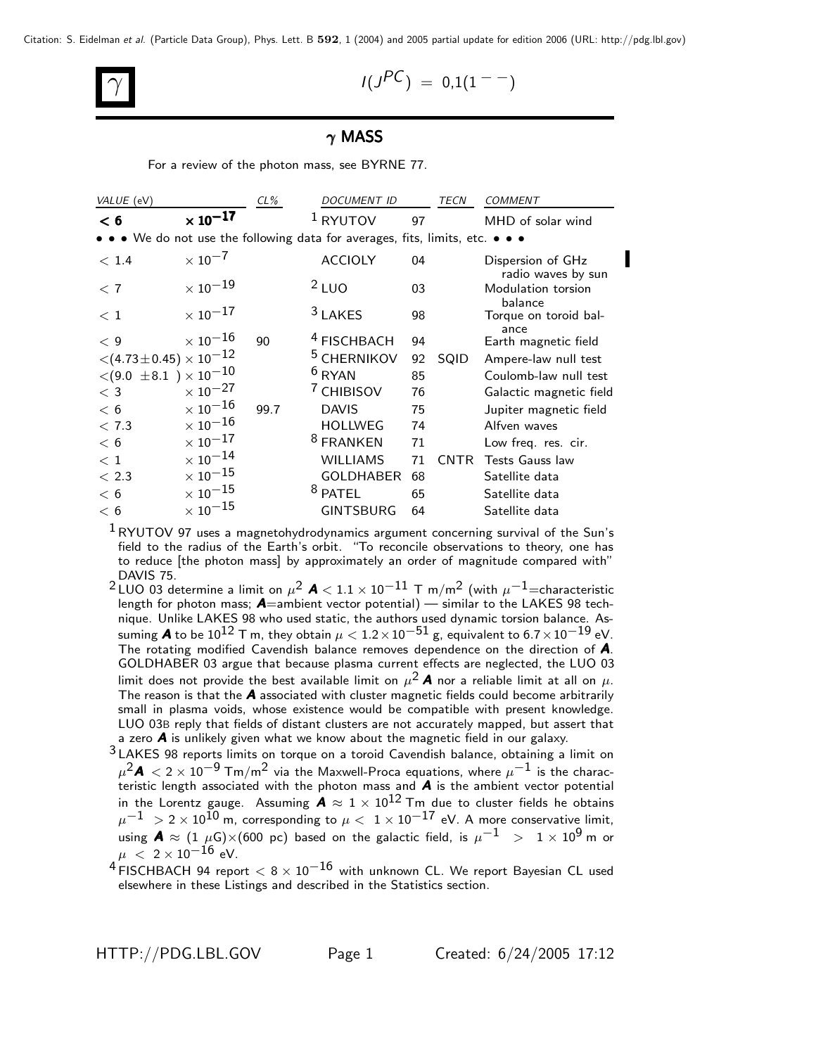# $\gamma$

$I(J^{PC}) = 0,1(1^{--})$

## $\gamma$ MASS

For a review of the photon mass, see BYRNE 77.

| VALUE (eV) | CL% | DOCUMENT ID | | TECN | COMMENT |
|---|---|---|---|---|---|
| **$< 6 \times 10^{-17}$** | | [1] RYUTOV | 97 | | MHD of solar wind |
| • • • We do not use the following data for averages, fits, limits, etc. • • • | | | | | |
| $< 1.4 \times 10^{-7}$ | | ACCIOLY | 04 | | Dispersion of GHz radio waves by sun |
| $< 7 \times 10^{-19}$ | | [2] LUO | 03 | | Modulation torsion balance |
| $< 1 \times 10^{-17}$ | | [3] LAKES | 98 | | Torque on toroid balance |
| $< 9 \times 10^{-16}$ | 90 | [4] FISCHBACH | 94 | | Earth magnetic field |
| $<(4.73 \pm 0.45) \times 10^{-12}$ | | [5] CHERNIKOV | 92 | SQID | Ampere-law null test |
| $<(9.0 \pm 8.1) \times 10^{-10}$ | | [6] RYAN | 85 | | Coulomb-law null test |
| $< 3 \times 10^{-27}$ | | [7] CHIBISOV | 76 | | Galactic magnetic field |
| $< 6 \times 10^{-16}$ | 99.7 | DAVIS | 75 | | Jupiter magnetic field |
| $< 7.3 \times 10^{-16}$ | | HOLLWEG | 74 | | Alfven waves |
| $< 6 \times 10^{-17}$ | | [8] FRANKEN | 71 | | Low freq. res. cir. |
| $< 1 \times 10^{-14}$ | | WILLIAMS | 71 | CNTR | Tests Gauss law |
| $< 2.3 \times 10^{-15}$ | | GOLDHABER | 68 | | Satellite data |
| $< 6 \times 10^{-15}$ | | [8] PATEL | 65 | | Satellite data |
| $< 6 \times 10^{-15}$ | | GINTSBURG | 64 | | Satellite data |

[1] RYUTOV 97 uses a magnetohydrodynamics argument concerning survival of the Sun's field to the radius of the Earth's orbit. "To reconcile observations to theory, one has to reduce [the photon mass] by approximately an order of magnitude compared with" DAVIS 75.

[2] LUO 03 determine a limit on $\mu^2 \boldsymbol{A} < 1.1 \times 10^{-11}$ T m/m$^2$ (with $\mu^{-1}$=characteristic length for photon mass; $\boldsymbol{A}$=ambient vector potential) — similar to the LAKES 98 technique. Unlike LAKES 98 who used static, the authors used dynamic torsion balance. Assuming $\boldsymbol{A}$ to be $10^{12}$ T m, they obtain $\mu < 1.2 \times 10^{-51}$ g, equivalent to $6.7 \times 10^{-19}$ eV. The rotating modified Cavendish balance removes dependence on the direction of $\boldsymbol{A}$. GOLDHABER 03 argue that because plasma current effects are neglected, the LUO 03 limit does not provide the best available limit on $\mu^2 \boldsymbol{A}$ nor a reliable limit at all on $\mu$. The reason is that the $\boldsymbol{A}$ associated with cluster magnetic fields could become arbitrarily small in plasma voids, whose existence would be compatible with present knowledge. LUO 03B reply that fields of distant clusters are not accurately mapped, but assert that a zero $\boldsymbol{A}$ is unlikely given what we know about the magnetic field in our galaxy.

[3] LAKES 98 reports limits on torque on a toroid Cavendish balance, obtaining a limit on $\mu^2 \boldsymbol{A} < 2 \times 10^{-9}$ Tm/m$^2$ via the Maxwell-Proca equations, where $\mu^{-1}$ is the characteristic length associated with the photon mass and $\boldsymbol{A}$ is the ambient vector potential in the Lorentz gauge. Assuming $\boldsymbol{A} \approx 1 \times 10^{12}$ Tm due to cluster fields he obtains $\mu^{-1} > 2 \times 10^{10}$ m, corresponding to $\mu < 1 \times 10^{-17}$ eV. A more conservative limit, using $\boldsymbol{A} \approx (1\ \mu\text{G}) \times (600\ \text{pc})$ based on the galactic field, is $\mu^{-1} > 1 \times 10^{9}$ m or $\mu < 2 \times 10^{-16}$ eV.

[4] FISCHBACH 94 report $< 8 \times 10^{-16}$ with unknown CL. We report Bayesian CL used elsewhere in these Listings and described in the Statistics section.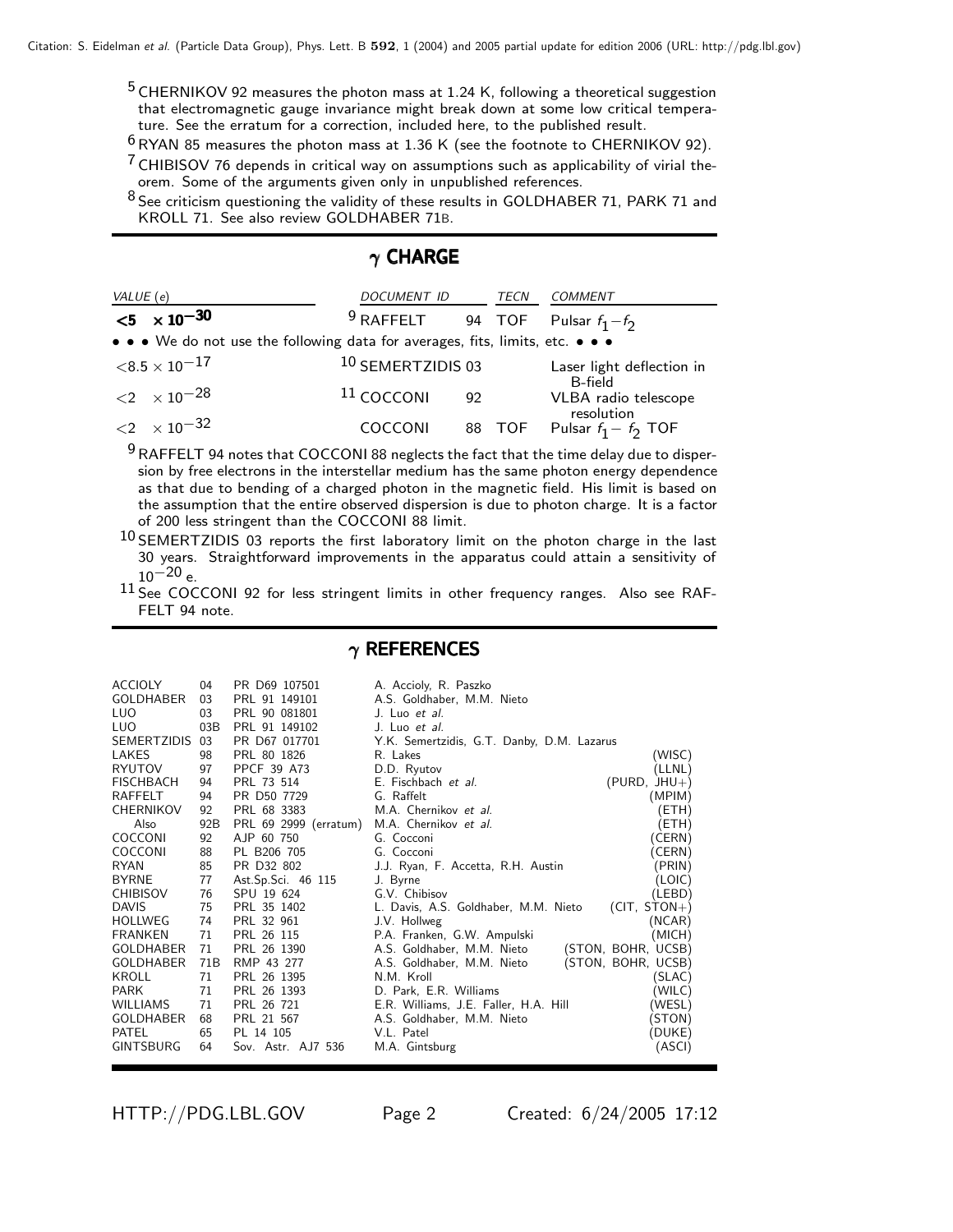[5] CHERNIKOV 92 measures the photon mass at 1.24 K, following a theoretical suggestion that electromagnetic gauge invariance might break down at some low critical temperature. See the erratum for a correction, included here, to the published result.

[6] RYAN 85 measures the photon mass at 1.36 K (see the footnote to CHERNIKOV 92).

[7] CHIBISOV 76 depends in critical way on assumptions such as applicability of virial theorem. Some of the arguments given only in unpublished references.

[8] See criticism questioning the validity of these results in GOLDHABER 71, PARK 71 and KROLL 71. See also review GOLDHABER 71B.

## $\gamma$ CHARGE

| VALUE ($e$) | DOCUMENT ID | | TECN | COMMENT |
|---|---|---|---|---|
| **$<5 \times 10^{-30}$** | [9] RAFFELT | 94 | TOF | Pulsar $f_1 - f_2$ |
| • • • We do not use the following data for averages, fits, limits, etc. • • • | | | | |
| $<8.5 \times 10^{-17}$ | [10] SEMERTZIDIS 03 | | | Laser light deflection in B-field |
| $<2 \times 10^{-28}$ | [11] COCCONI | 92 | | VLBA radio telescope resolution |
| $<2 \times 10^{-32}$ | COCCONI | 88 | TOF | Pulsar $f_1 - f_2$ TOF |

[9] RAFFELT 94 notes that COCCONI 88 neglects the fact that the time delay due to dispersion by free electrons in the interstellar medium has the same photon energy dependence as that due to bending of a charged photon in the magnetic field. His limit is based on the assumption that the entire observed dispersion is due to photon charge. It is a factor of 200 less stringent than the COCCONI 88 limit.

[10] SEMERTZIDIS 03 reports the first laboratory limit on the photon charge in the last 30 years. Straightforward improvements in the apparatus could attain a sensitivity of $10^{-20}$ e.

[11] See COCCONI 92 for less stringent limits in other frequency ranges. Also see RAFFELT 94 note.

## $\gamma$ REFERENCES

| | | | | |
|---|---|---|---|---|
| ACCIOLY | 04 | PR D69 107501 | A. Accioly, R. Paszko | |
| GOLDHABER | 03 | PRL 91 149101 | A.S. Goldhaber, M.M. Nieto | |
| LUO | 03 | PRL 90 081801 | J. Luo *et al.* | |
| LUO | 03B | PRL 91 149102 | J. Luo *et al.* | |
| SEMERTZIDIS | 03 | PR D67 017701 | Y.K. Semertzidis, G.T. Danby, D.M. Lazarus | |
| LAKES | 98 | PRL 80 1826 | R. Lakes | (WISC) |
| RYUTOV | 97 | PPCF 39 A73 | D.D. Ryutov | (LLNL) |
| FISCHBACH | 94 | PRL 73 514 | E. Fischbach *et al.* | (PURD, JHU+) |
| RAFFELT | 94 | PR D50 7729 | G. Raffelt | (MPIM) |
| CHERNIKOV | 92 | PRL 68 3383 | M.A. Chernikov *et al.* | (ETH) |
| Also | 92B | PRL 69 2999 (erratum) | M.A. Chernikov *et al.* | (ETH) |
| COCCONI | 92 | AJP 60 750 | G. Cocconi | (CERN) |
| COCCONI | 88 | PL B206 705 | G. Cocconi | (CERN) |
| RYAN | 85 | PR D32 802 | J.J. Ryan, F. Accetta, R.H. Austin | (PRIN) |
| BYRNE | 77 | Ast.Sp.Sci. 46 115 | J. Byrne | (LOIC) |
| CHIBISOV | 76 | SPU 19 624 | G.V. Chibisov | (LEBD) |
| DAVIS | 75 | PRL 35 1402 | L. Davis, A.S. Goldhaber, M.M. Nieto | (CIT, STON+) |
| HOLLWEG | 74 | PRL 32 961 | J.V. Hollweg | (NCAR) |
| FRANKEN | 71 | PRL 26 115 | P.A. Franken, G.W. Ampulski | (MICH) |
| GOLDHABER | 71 | PRL 26 1390 | A.S. Goldhaber, M.M. Nieto | (STON, BOHR, UCSB) |
| GOLDHABER | 71B | RMP 43 277 | A.S. Goldhaber, M.M. Nieto | (STON, BOHR, UCSB) |
| KROLL | 71 | PRL 26 1395 | N.M. Kroll | (SLAC) |
| PARK | 71 | PRL 26 1393 | D. Park, E.R. Williams | (WILC) |
| WILLIAMS | 71 | PRL 26 721 | E.R. Williams, J.E. Faller, H.A. Hill | (WESL) |
| GOLDHABER | 68 | PRL 21 567 | A.S. Goldhaber, M.M. Nieto | (STON) |
| PATEL | 65 | PL 14 105 | V.L. Patel | (DUKE) |
| GINTSBURG | 64 | Sov. Astr. AJ7 536 | M.A. Gintsburg | (ASCI) |